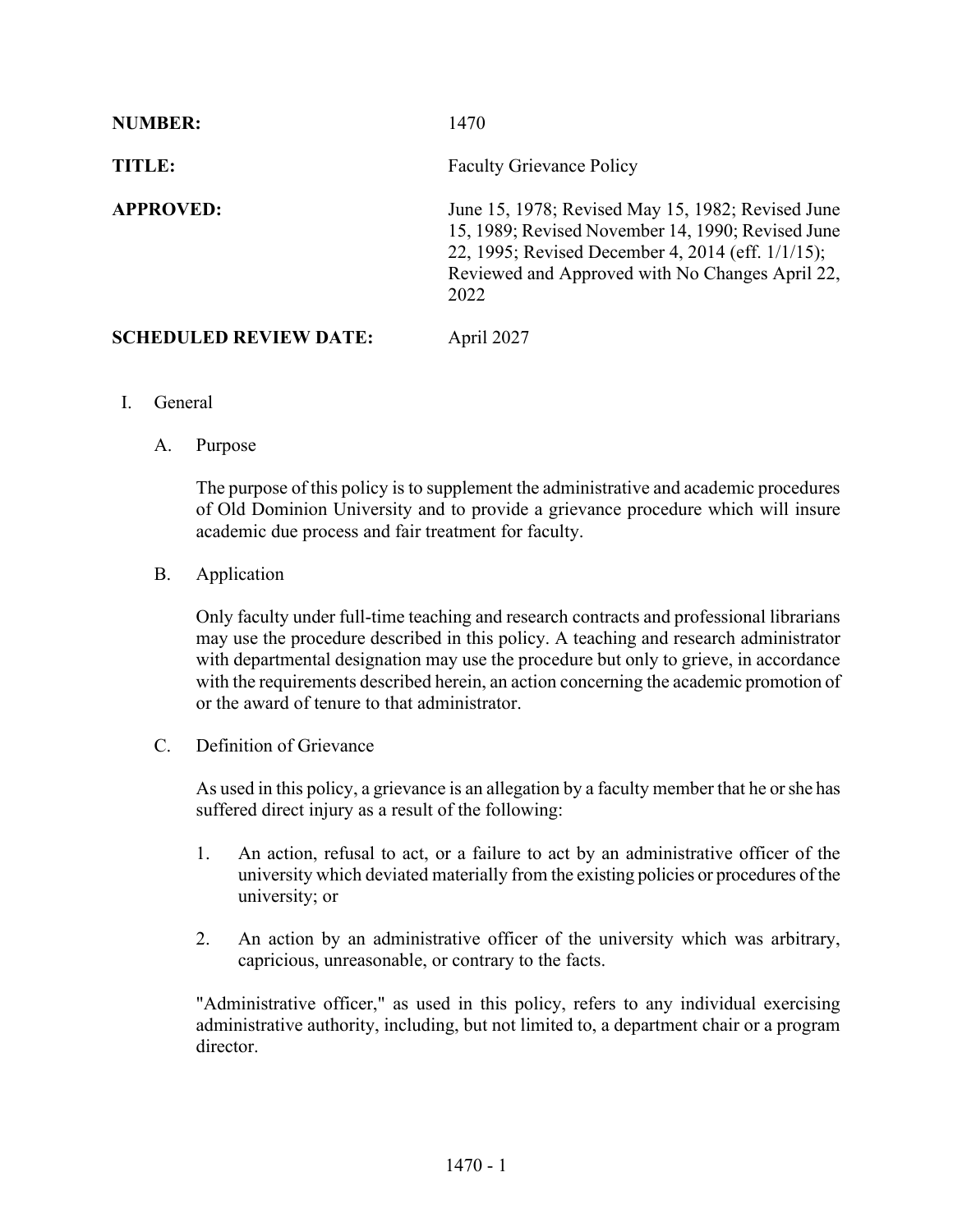| | |
|---|---|
| **NUMBER:** | 1470 |
| **TITLE:** | Faculty Grievance Policy |
| **APPROVED:** | June 15, 1978; Revised May 15, 1982; Revised June 15, 1989; Revised November 14, 1990; Revised June 22, 1995; Revised December 4, 2014 (eff. 1/1/15); Reviewed and Approved with No Changes April 22, 2022 |
| **SCHEDULED REVIEW DATE:** | April 2027 |

I. General

A. Purpose

The purpose of this policy is to supplement the administrative and academic procedures of Old Dominion University and to provide a grievance procedure which will insure academic due process and fair treatment for faculty.

B. Application

Only faculty under full-time teaching and research contracts and professional librarians may use the procedure described in this policy. A teaching and research administrator with departmental designation may use the procedure but only to grieve, in accordance with the requirements described herein, an action concerning the academic promotion of or the award of tenure to that administrator.

C. Definition of Grievance

As used in this policy, a grievance is an allegation by a faculty member that he or she has suffered direct injury as a result of the following:

1. An action, refusal to act, or a failure to act by an administrative officer of the university which deviated materially from the existing policies or procedures of the university; or

2. An action by an administrative officer of the university which was arbitrary, capricious, unreasonable, or contrary to the facts.

"Administrative officer," as used in this policy, refers to any individual exercising administrative authority, including, but not limited to, a department chair or a program director.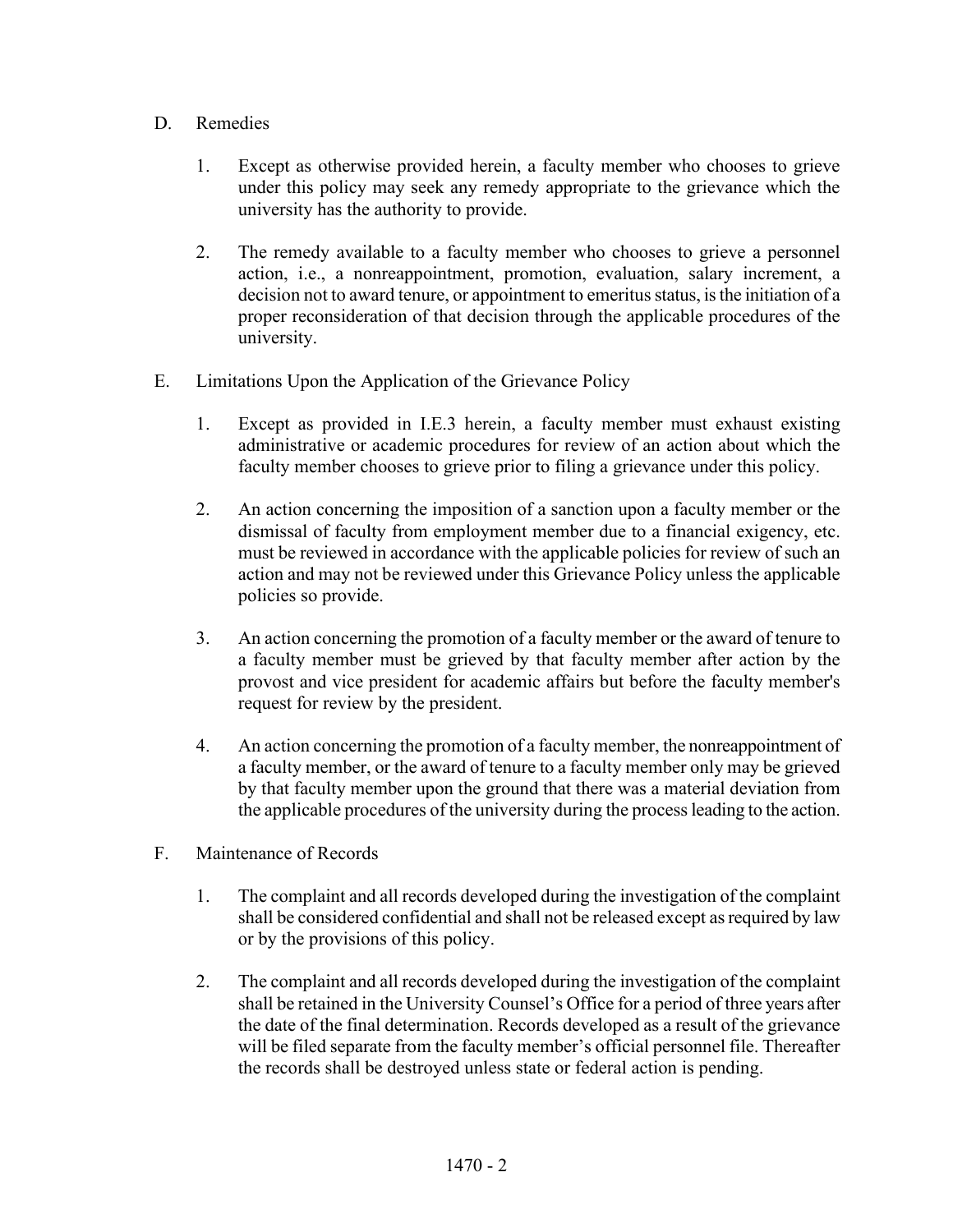D. Remedies

1. Except as otherwise provided herein, a faculty member who chooses to grieve under this policy may seek any remedy appropriate to the grievance which the university has the authority to provide.

2. The remedy available to a faculty member who chooses to grieve a personnel action, i.e., a nonreappointment, promotion, evaluation, salary increment, a decision not to award tenure, or appointment to emeritus status, is the initiation of a proper reconsideration of that decision through the applicable procedures of the university.

E. Limitations Upon the Application of the Grievance Policy

1. Except as provided in I.E.3 herein, a faculty member must exhaust existing administrative or academic procedures for review of an action about which the faculty member chooses to grieve prior to filing a grievance under this policy.

2. An action concerning the imposition of a sanction upon a faculty member or the dismissal of faculty from employment member due to a financial exigency, etc. must be reviewed in accordance with the applicable policies for review of such an action and may not be reviewed under this Grievance Policy unless the applicable policies so provide.

3. An action concerning the promotion of a faculty member or the award of tenure to a faculty member must be grieved by that faculty member after action by the provost and vice president for academic affairs but before the faculty member's request for review by the president.

4. An action concerning the promotion of a faculty member, the nonreappointment of a faculty member, or the award of tenure to a faculty member only may be grieved by that faculty member upon the ground that there was a material deviation from the applicable procedures of the university during the process leading to the action.

F. Maintenance of Records

1. The complaint and all records developed during the investigation of the complaint shall be considered confidential and shall not be released except as required by law or by the provisions of this policy.

2. The complaint and all records developed during the investigation of the complaint shall be retained in the University Counsel's Office for a period of three years after the date of the final determination. Records developed as a result of the grievance will be filed separate from the faculty member's official personnel file. Thereafter the records shall be destroyed unless state or federal action is pending.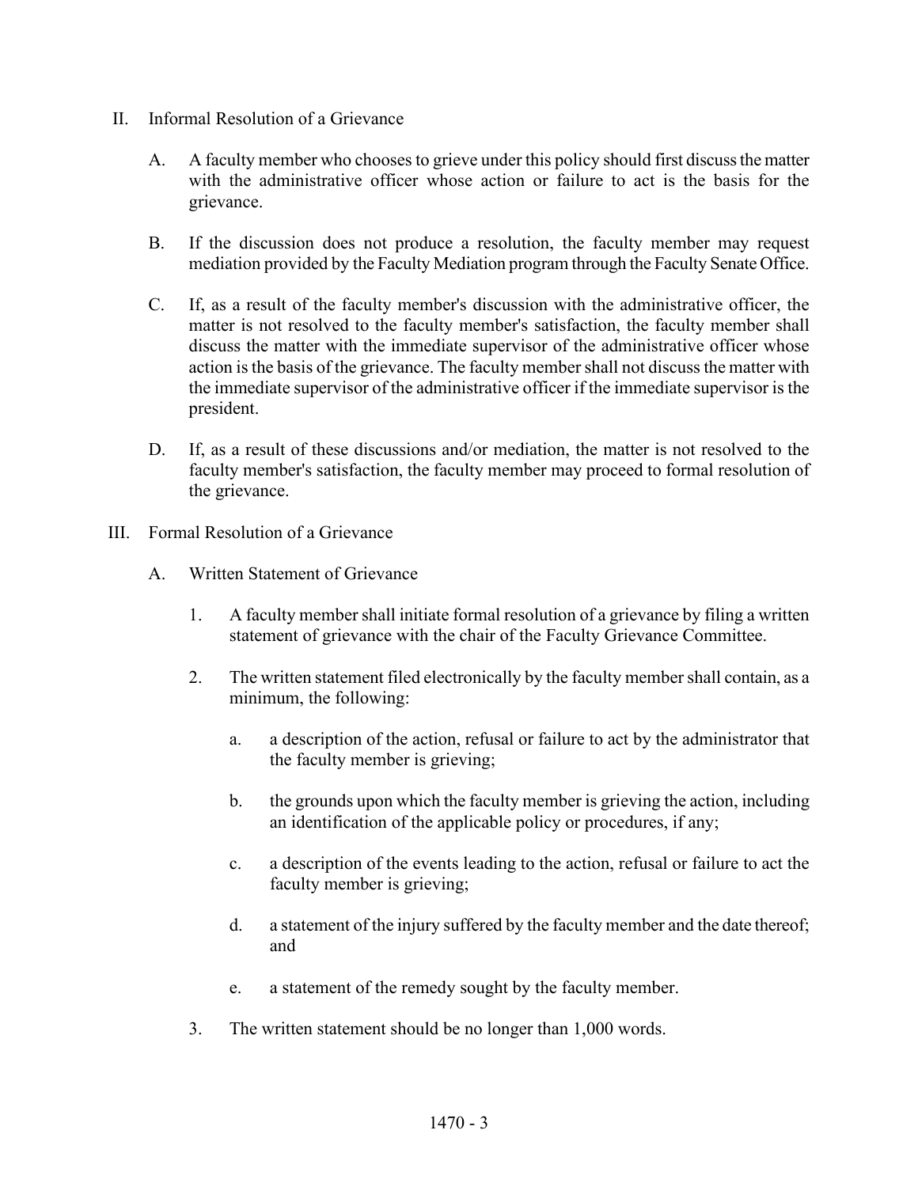## II. Informal Resolution of a Grievance

A. A faculty member who chooses to grieve under this policy should first discuss the matter with the administrative officer whose action or failure to act is the basis for the grievance.

B. If the discussion does not produce a resolution, the faculty member may request mediation provided by the Faculty Mediation program through the Faculty Senate Office.

C. If, as a result of the faculty member's discussion with the administrative officer, the matter is not resolved to the faculty member's satisfaction, the faculty member shall discuss the matter with the immediate supervisor of the administrative officer whose action is the basis of the grievance. The faculty member shall not discuss the matter with the immediate supervisor of the administrative officer if the immediate supervisor is the president.

D. If, as a result of these discussions and/or mediation, the matter is not resolved to the faculty member's satisfaction, the faculty member may proceed to formal resolution of the grievance.

## III. Formal Resolution of a Grievance

### A. Written Statement of Grievance

1. A faculty member shall initiate formal resolution of a grievance by filing a written statement of grievance with the chair of the Faculty Grievance Committee.

2. The written statement filed electronically by the faculty member shall contain, as a minimum, the following:

   a. a description of the action, refusal or failure to act by the administrator that the faculty member is grieving;

   b. the grounds upon which the faculty member is grieving the action, including an identification of the applicable policy or procedures, if any;

   c. a description of the events leading to the action, refusal or failure to act the faculty member is grieving;

   d. a statement of the injury suffered by the faculty member and the date thereof; and

   e. a statement of the remedy sought by the faculty member.

3. The written statement should be no longer than 1,000 words.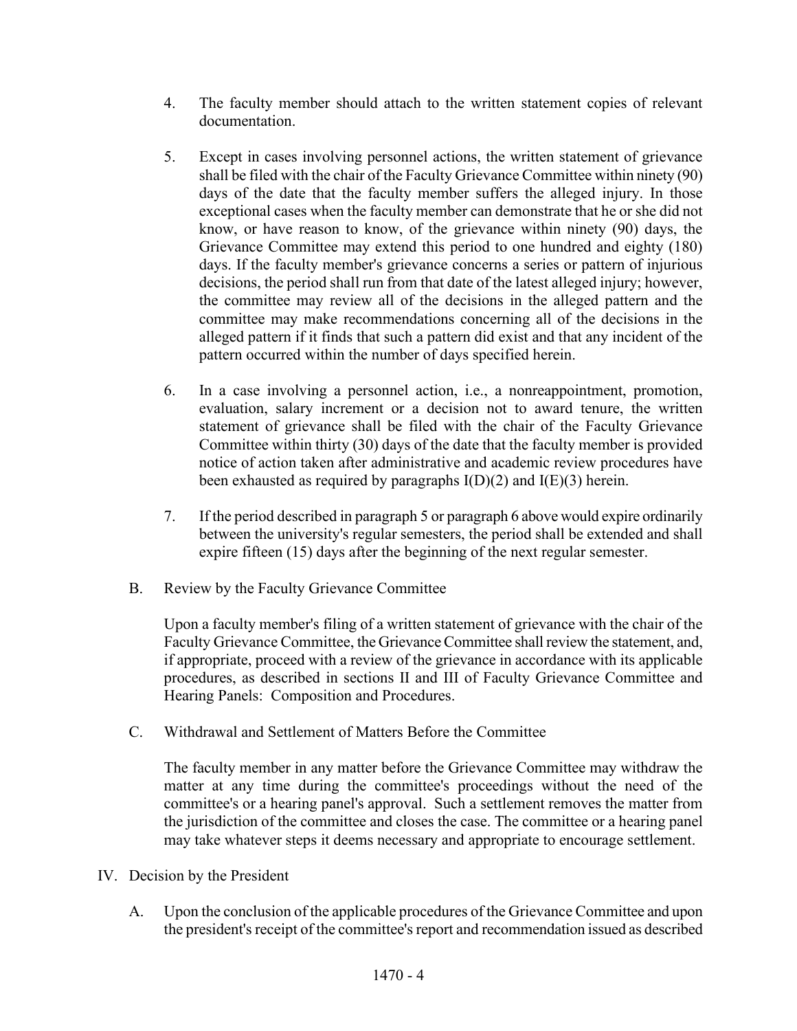4. The faculty member should attach to the written statement copies of relevant documentation.

5. Except in cases involving personnel actions, the written statement of grievance shall be filed with the chair of the Faculty Grievance Committee within ninety (90) days of the date that the faculty member suffers the alleged injury. In those exceptional cases when the faculty member can demonstrate that he or she did not know, or have reason to know, of the grievance within ninety (90) days, the Grievance Committee may extend this period to one hundred and eighty (180) days. If the faculty member's grievance concerns a series or pattern of injurious decisions, the period shall run from that date of the latest alleged injury; however, the committee may review all of the decisions in the alleged pattern and the committee may make recommendations concerning all of the decisions in the alleged pattern if it finds that such a pattern did exist and that any incident of the pattern occurred within the number of days specified herein.

6. In a case involving a personnel action, i.e., a nonreappointment, promotion, evaluation, salary increment or a decision not to award tenure, the written statement of grievance shall be filed with the chair of the Faculty Grievance Committee within thirty (30) days of the date that the faculty member is provided notice of action taken after administrative and academic review procedures have been exhausted as required by paragraphs I(D)(2) and I(E)(3) herein.

7. If the period described in paragraph 5 or paragraph 6 above would expire ordinarily between the university's regular semesters, the period shall be extended and shall expire fifteen (15) days after the beginning of the next regular semester.

B. Review by the Faculty Grievance Committee

Upon a faculty member's filing of a written statement of grievance with the chair of the Faculty Grievance Committee, the Grievance Committee shall review the statement, and, if appropriate, proceed with a review of the grievance in accordance with its applicable procedures, as described in sections II and III of Faculty Grievance Committee and Hearing Panels: Composition and Procedures.

C. Withdrawal and Settlement of Matters Before the Committee

The faculty member in any matter before the Grievance Committee may withdraw the matter at any time during the committee's proceedings without the need of the committee's or a hearing panel's approval. Such a settlement removes the matter from the jurisdiction of the committee and closes the case. The committee or a hearing panel may take whatever steps it deems necessary and appropriate to encourage settlement.

IV. Decision by the President

A. Upon the conclusion of the applicable procedures of the Grievance Committee and upon the president's receipt of the committee's report and recommendation issued as described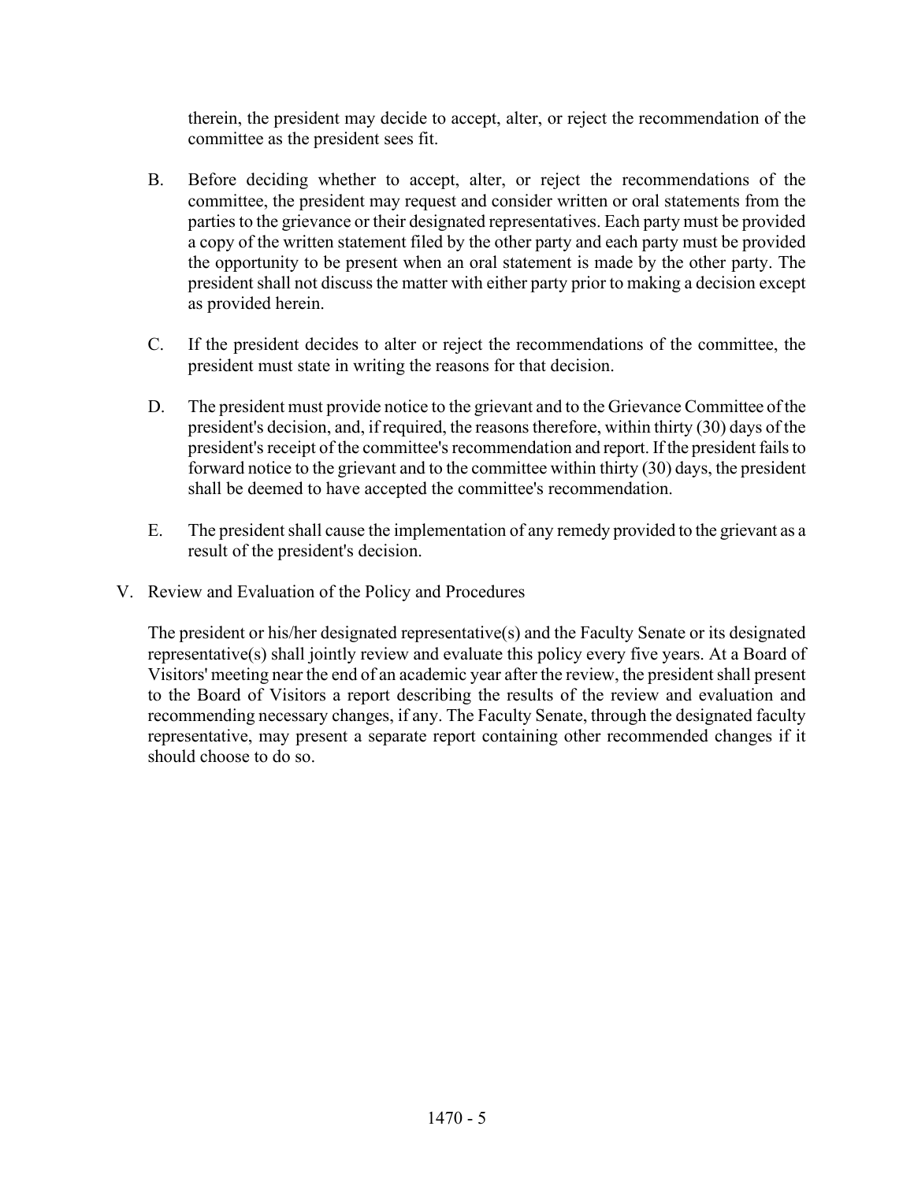therein, the president may decide to accept, alter, or reject the recommendation of the committee as the president sees fit.

B. Before deciding whether to accept, alter, or reject the recommendations of the committee, the president may request and consider written or oral statements from the parties to the grievance or their designated representatives. Each party must be provided a copy of the written statement filed by the other party and each party must be provided the opportunity to be present when an oral statement is made by the other party. The president shall not discuss the matter with either party prior to making a decision except as provided herein.

C. If the president decides to alter or reject the recommendations of the committee, the president must state in writing the reasons for that decision.

D. The president must provide notice to the grievant and to the Grievance Committee of the president's decision, and, if required, the reasons therefore, within thirty (30) days of the president's receipt of the committee's recommendation and report. If the president fails to forward notice to the grievant and to the committee within thirty (30) days, the president shall be deemed to have accepted the committee's recommendation.

E. The president shall cause the implementation of any remedy provided to the grievant as a result of the president's decision.

V. Review and Evaluation of the Policy and Procedures

The president or his/her designated representative(s) and the Faculty Senate or its designated representative(s) shall jointly review and evaluate this policy every five years. At a Board of Visitors' meeting near the end of an academic year after the review, the president shall present to the Board of Visitors a report describing the results of the review and evaluation and recommending necessary changes, if any. The Faculty Senate, through the designated faculty representative, may present a separate report containing other recommended changes if it should choose to do so.